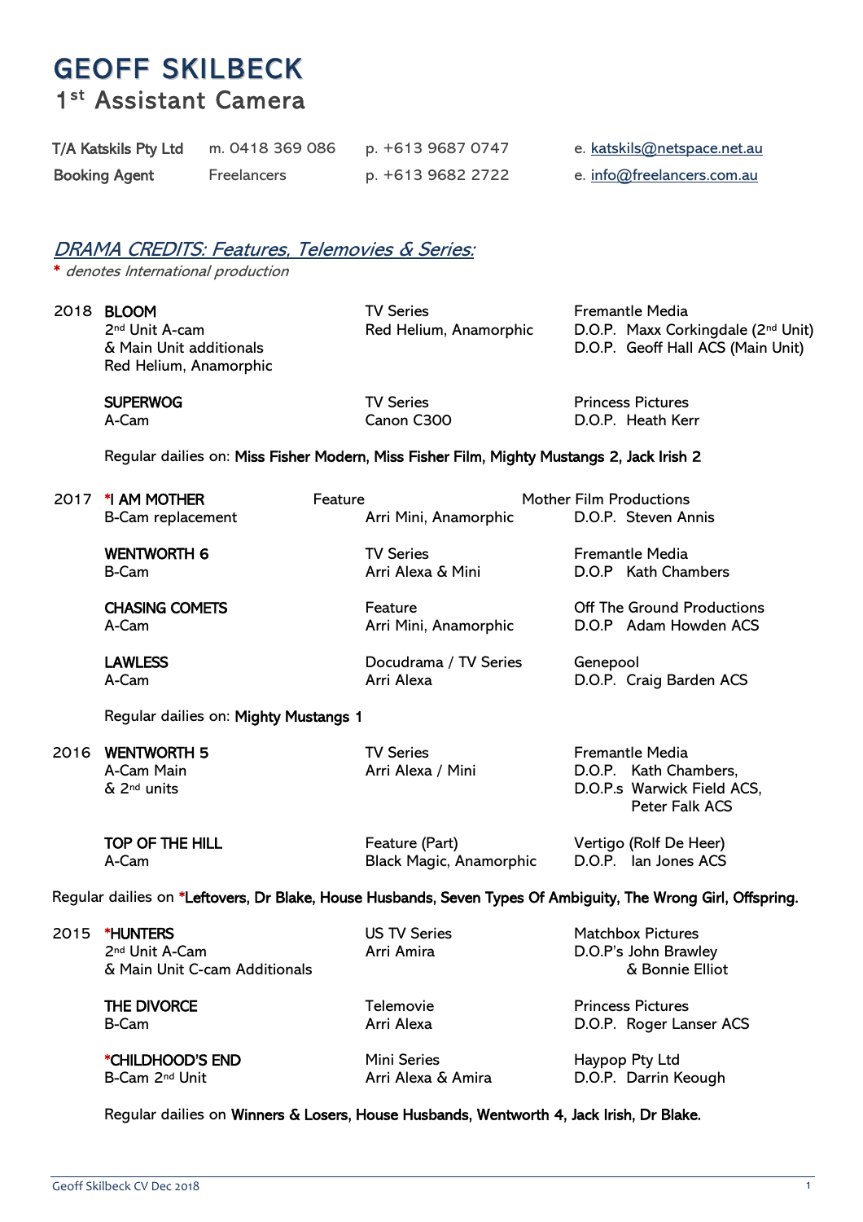# GEOFF SKILBECK

## 1st Assistant Camera

| | | | |
|---|---|---|---|
| T/A Katskils Pty Ltd | m. 0418 369 086 | p. +613 9687 0747 | e. katskils@netspace.net.au |
| Booking Agent | Freelancers | p. +613 9682 2722 | e. info@freelancers.com.au |

## *DRAMA CREDITS: Features, Telemovies & Series:*

*\* denotes International production*

| Year | Production | Format / Camera | Company / D.O.P. |
|---|---|---|---|
| 2018 | **BLOOM**<br>2nd Unit A-cam<br>& Main Unit additionals<br>Red Helium, Anamorphic | TV Series<br>Red Helium, Anamorphic | Fremantle Media<br>D.O.P. Maxx Corkingdale (2nd Unit)<br>D.O.P. Geoff Hall ACS (Main Unit) |
| | **SUPERWOG**<br>A-Cam | TV Series<br>Canon C300 | Princess Pictures<br>D.O.P. Heath Kerr |

Regular dailies on: **Miss Fisher Modern, Miss Fisher Film, Mighty Mustangs 2, Jack Irish 2**

| Year | Production | Format / Camera | Company / D.O.P. |
|---|---|---|---|
| 2017 | **\*I AM MOTHER**<br>B-Cam replacement | Feature<br>Arri Mini, Anamorphic | Mother Film Productions<br>D.O.P. Steven Annis |
| | **WENTWORTH 6**<br>B-Cam | TV Series<br>Arri Alexa & Mini | Fremantle Media<br>D.O.P Kath Chambers |
| | **CHASING COMETS**<br>A-Cam | Feature<br>Arri Mini, Anamorphic | Off The Ground Productions<br>D.O.P Adam Howden ACS |
| | **LAWLESS**<br>A-Cam | Docudrama / TV Series<br>Arri Alexa | Genepool<br>D.O.P. Craig Barden ACS |

Regular dailies on: **Mighty Mustangs 1**

| Year | Production | Format / Camera | Company / D.O.P. |
|---|---|---|---|
| 2016 | **WENTWORTH 5**<br>A-Cam Main<br>& 2nd units | TV Series<br>Arri Alexa / Mini | Fremantle Media<br>D.O.P. Kath Chambers,<br>D.O.P.s Warwick Field ACS,<br>Peter Falk ACS |
| | **TOP OF THE HILL**<br>A-Cam | Feature (Part)<br>Black Magic, Anamorphic | Vertigo (Rolf De Heer)<br>D.O.P. Ian Jones ACS |

Regular dailies on **\*Leftovers, Dr Blake, House Husbands, Seven Types Of Ambiguity, The Wrong Girl, Offspring.**

| Year | Production | Format / Camera | Company / D.O.P. |
|---|---|---|---|
| 2015 | **\*HUNTERS**<br>2nd Unit A-Cam<br>& Main Unit C-cam Additionals | US TV Series<br>Arri Amira | Matchbox Pictures<br>D.O.P's John Brawley<br>& Bonnie Elliot |
| | **THE DIVORCE**<br>B-Cam | Telemovie<br>Arri Alexa | Princess Pictures<br>D.O.P. Roger Lanser ACS |
| | **\*CHILDHOOD'S END**<br>B-Cam 2nd Unit | Mini Series<br>Arri Alexa & Amira | Haypop Pty Ltd<br>D.O.P. Darrin Keough |

Regular dailies on **Winners & Losers, House Husbands, Wentworth 4, Jack Irish, Dr Blake.**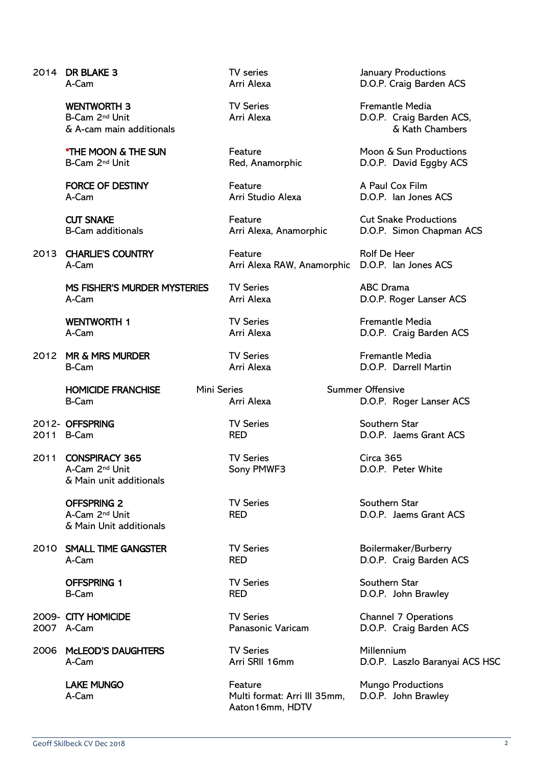| Year | Production / Role | Format | Company / D.O.P. |
|---|---|---|---|
| 2014 | **DR BLAKE 3**<br>A-Cam | TV series<br>Arri Alexa | January Productions<br>D.O.P. Craig Barden ACS |
| | **WENTWORTH 3**<br>B-Cam 2nd Unit<br>& A-cam main additionals | TV Series<br>Arri Alexa | Fremantle Media<br>D.O.P. Craig Barden ACS,<br>& Kath Chambers |
| | ***THE MOON & THE SUN**<br>B-Cam 2nd Unit | Feature<br>Red, Anamorphic | Moon & Sun Productions<br>D.O.P. David Eggby ACS |
| | **FORCE OF DESTINY**<br>A-Cam | Feature<br>Arri Studio Alexa | A Paul Cox Film<br>D.O.P. Ian Jones ACS |
| | **CUT SNAKE**<br>B-Cam additionals | Feature<br>Arri Alexa, Anamorphic | Cut Snake Productions<br>D.O.P. Simon Chapman ACS |
| 2013 | **CHARLIE'S COUNTRY**<br>A-Cam | Feature<br>Arri Alexa RAW, Anamorphic | Rolf De Heer<br>D.O.P. Ian Jones ACS |
| | **MS FISHER'S MURDER MYSTERIES**<br>A-Cam | TV Series<br>Arri Alexa | ABC Drama<br>D.O.P. Roger Lanser ACS |
| | **WENTWORTH 1**<br>A-Cam | TV Series<br>Arri Alexa | Fremantle Media<br>D.O.P. Craig Barden ACS |
| 2012 | **MR & MRS MURDER**<br>B-Cam | TV Series<br>Arri Alexa | Fremantle Media<br>D.O.P. Darrell Martin |
| | **HOMICIDE FRANCHISE**<br>B-Cam | Mini Series<br>Arri Alexa | Summer Offensive<br>D.O.P. Roger Lanser ACS |
| 2012-2011 | **OFFSPRING**<br>B-Cam | TV Series<br>RED | Southern Star<br>D.O.P. Jaems Grant ACS |
| 2011 | **CONSPIRACY 365**<br>A-Cam 2nd Unit<br>& Main unit additionals | TV Series<br>Sony PMWF3 | Circa 365<br>D.O.P. Peter White |
| | **OFFSPRING 2**<br>A-Cam 2nd Unit<br>& Main Unit additionals | TV Series<br>RED | Southern Star<br>D.O.P. Jaems Grant ACS |
| 2010 | **SMALL TIME GANGSTER**<br>A-Cam | TV Series<br>RED | Boilermaker/Burberry<br>D.O.P. Craig Barden ACS |
| | **OFFSPRING 1**<br>B-Cam | TV Series<br>RED | Southern Star<br>D.O.P. John Brawley |
| 2009-2007 | **CITY HOMICIDE**<br>A-Cam | TV Series<br>Panasonic Varicam | Channel 7 Operations<br>D.O.P. Craig Barden ACS |
| 2006 | **McLEOD'S DAUGHTERS**<br>A-Cam | TV Series<br>Arri SRII 16mm | Millennium<br>D.O.P. Laszlo Baranyai ACS HSC |
| | **LAKE MUNGO**<br>A-Cam | Feature<br>Multi format: Arri III 35mm, Aaton16mm, HDTV | Mungo Productions<br>D.O.P. John Brawley |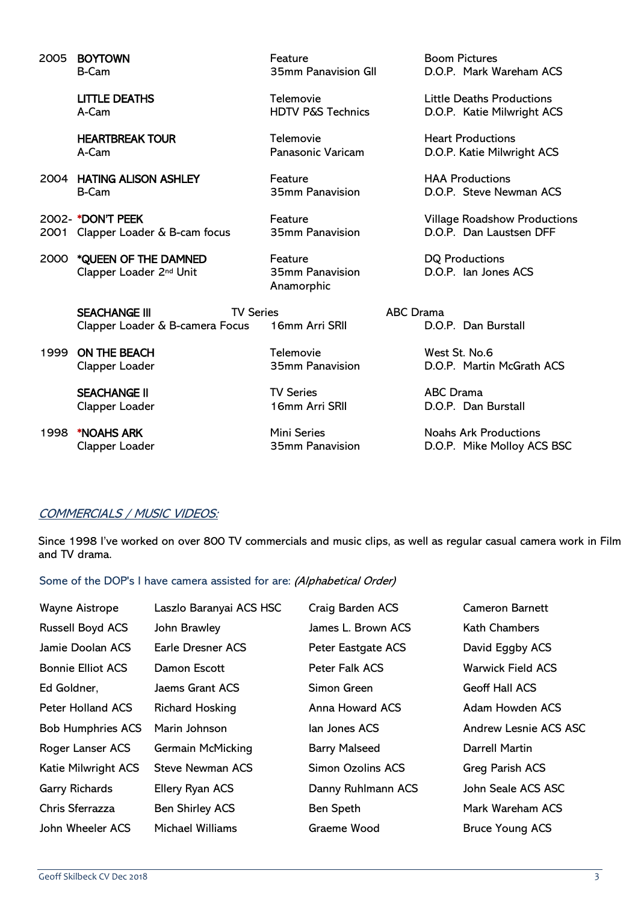| | | | |
|---|---|---|---|
| 2005 | **BOYTOWN**<br>B-Cam | Feature<br>35mm Panavision GII | Boom Pictures<br>D.O.P. Mark Wareham ACS |
| | **LITTLE DEATHS**<br>A-Cam | Telemovie<br>HDTV P&S Technics | Little Deaths Productions<br>D.O.P. Katie Milwright ACS |
| | **HEARTBREAK TOUR**<br>A-Cam | Telemovie<br>Panasonic Varicam | Heart Productions<br>D.O.P. Katie Milwright ACS |
| 2004 | **HATING ALISON ASHLEY**<br>B-Cam | Feature<br>35mm Panavision | HAA Productions<br>D.O.P. Steve Newman ACS |
| 2002-2001 | ***DON'T PEEK**<br>Clapper Loader & B-cam focus | Feature<br>35mm Panavision | Village Roadshow Productions<br>D.O.P. Dan Laustsen DFF |
| 2000 | ***QUEEN OF THE DAMNED**<br>Clapper Loader 2nd Unit | Feature<br>35mm Panavision Anamorphic | DQ Productions<br>D.O.P. Ian Jones ACS |
| | **SEACHANGE III**<br>Clapper Loader & B-camera Focus | TV Series<br>16mm Arri SRII | ABC Drama<br>D.O.P. Dan Burstall |
| 1999 | **ON THE BEACH**<br>Clapper Loader | Telemovie<br>35mm Panavision | West St. No.6<br>D.O.P. Martin McGrath ACS |
| | **SEACHANGE II**<br>Clapper Loader | TV Series<br>16mm Arri SRII | ABC Drama<br>D.O.P. Dan Burstall |
| 1998 | ***NOAHS ARK**<br>Clapper Loader | Mini Series<br>35mm Panavision | Noahs Ark Productions<br>D.O.P. Mike Molloy ACS BSC |

## *COMMERCIALS / MUSIC VIDEOS:*

Since 1998 I've worked on over 800 TV commercials and music clips, as well as regular casual camera work in Film and TV drama.

Some of the DOP's I have camera assisted for are: *(Alphabetical Order)*

| | | | |
|---|---|---|---|
| Wayne Aistrope | Laszlo Baranyai ACS HSC | Craig Barden ACS | Cameron Barnett |
| Russell Boyd ACS | John Brawley | James L. Brown ACS | Kath Chambers |
| Jamie Doolan ACS | Earle Dresner ACS | Peter Eastgate ACS | David Eggby ACS |
| Bonnie Elliot ACS | Damon Escott | Peter Falk ACS | Warwick Field ACS |
| Ed Goldner, | Jaems Grant ACS | Simon Green | Geoff Hall ACS |
| Peter Holland ACS | Richard Hosking | Anna Howard ACS | Adam Howden ACS |
| Bob Humphries ACS | Marin Johnson | Ian Jones ACS | Andrew Lesnie ACS ASC |
| Roger Lanser ACS | Germain McMicking | Barry Malseed | Darrell Martin |
| Katie Milwright ACS | Steve Newman ACS | Simon Ozolins ACS | Greg Parish ACS |
| Garry Richards | Ellery Ryan ACS | Danny Ruhlmann ACS | John Seale ACS ASC |
| Chris Sferrazza | Ben Shirley ACS | Ben Speth | Mark Wareham ACS |
| John Wheeler ACS | Michael Williams | Graeme Wood | Bruce Young ACS |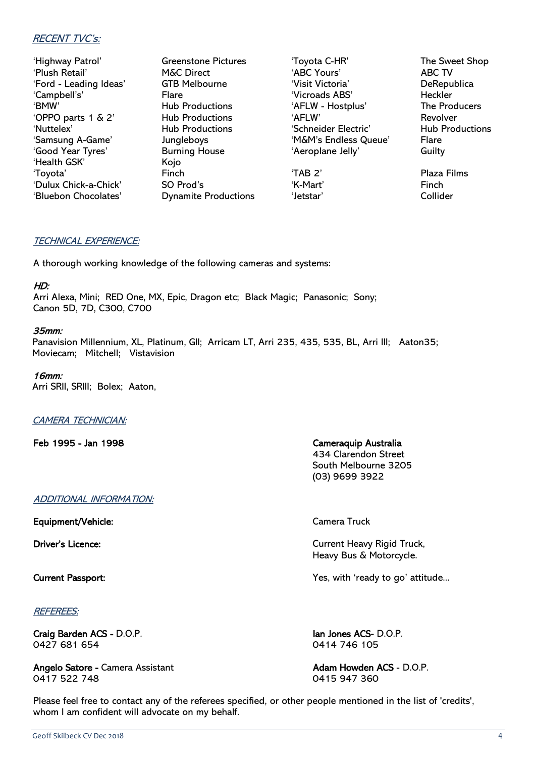## *RECENT TVC's:*

| | | | |
|---|---|---|---|
| 'Highway Patrol' | Greenstone Pictures | 'Toyota C-HR' | The Sweet Shop |
| 'Plush Retail' | M&C Direct | 'ABC Yours' | ABC TV |
| 'Ford - Leading Ideas' | GTB Melbourne | 'Visit Victoria' | DeRepublica |
| 'Campbell's' | Flare | 'Vicroads ABS' | Heckler |
| 'BMW' | Hub Productions | 'AFLW - Hostplus' | The Producers |
| 'OPPO parts 1 & 2' | Hub Productions | 'AFLW' | Revolver |
| 'Nuttelex' | Hub Productions | 'Schneider Electric' | Hub Productions |
| 'Samsung A-Game' | Jungleboys | 'M&M's Endless Queue' | Flare |
| 'Good Year Tyres' | Burning House | 'Aeroplane Jelly' | Guilty |
| 'Health GSK' | Kojo | | |
| 'Toyota' | Finch | 'TAB 2' | Plaza Films |
| 'Dulux Chick-a-Chick' | SO Prod's | 'K-Mart' | Finch |
| 'Bluebon Chocolates' | Dynamite Productions | 'Jetstar' | Collider |

## *TECHNICAL EXPERIENCE:*

A thorough working knowledge of the following cameras and systems:

***HD:***
Arri Alexa, Mini; RED One, MX, Epic, Dragon etc; Black Magic; Panasonic; Sony; Canon 5D, 7D, C300, C700

***35mm:***
Panavision Millennium, XL, Platinum, GII; Arricam LT, Arri 235, 435, 535, BL, Arri III; Aaton35; Moviecam; Mitchell; Vistavision

***16mm:***
Arri SRII, SRIII; Bolex; Aaton,

## *CAMERA TECHNICIAN:*

**Feb 1995 - Jan 1998**

**Cameraquip Australia**
434 Clarendon Street
South Melbourne 3205
(03) 9699 3922

## *ADDITIONAL INFORMATION:*

**Equipment/Vehicle:** Camera Truck

**Driver's Licence:** Current Heavy Rigid Truck, Heavy Bus & Motorcycle.

**Current Passport:** Yes, with 'ready to go' attitude…

## *REFEREES:*

**Craig Barden ACS** - D.O.P.
0427 681 654

**Ian Jones ACS**- D.O.P.
0414 746 105

**Angelo Satore** - Camera Assistant
0417 522 748

**Adam Howden ACS** - D.O.P.
0415 947 360

Please feel free to contact any of the referees specified, or other people mentioned in the list of 'credits', whom I am confident will advocate on my behalf.